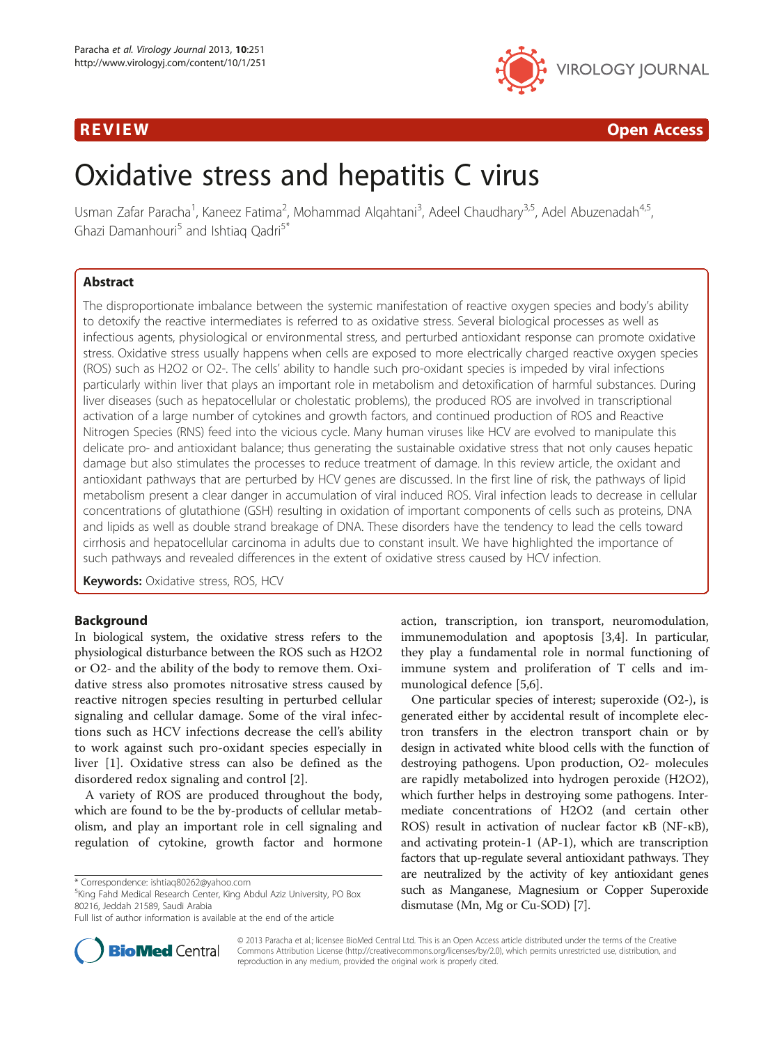REVIEW Open Access

# Oxidative stress and hepatitis C virus

Usman Zafar Paracha[1], Kaneez Fatima[2], Mohammad Alqahtani[3], Adeel Chaudhary[3,5], Adel Abuzenadah[4,5], Ghazi Damanhouri[5] and Ishtiaq Qadri[5*]

## Abstract

The disproportionate imbalance between the systemic manifestation of reactive oxygen species and body's ability to detoxify the reactive intermediates is referred to as oxidative stress. Several biological processes as well as infectious agents, physiological or environmental stress, and perturbed antioxidant response can promote oxidative stress. Oxidative stress usually happens when cells are exposed to more electrically charged reactive oxygen species (ROS) such as H2O2 or O2-. The cells' ability to handle such pro-oxidant species is impeded by viral infections particularly within liver that plays an important role in metabolism and detoxification of harmful substances. During liver diseases (such as hepatocellular or cholestatic problems), the produced ROS are involved in transcriptional activation of a large number of cytokines and growth factors, and continued production of ROS and Reactive Nitrogen Species (RNS) feed into the vicious cycle. Many human viruses like HCV are evolved to manipulate this delicate pro- and antioxidant balance; thus generating the sustainable oxidative stress that not only causes hepatic damage but also stimulates the processes to reduce treatment of damage. In this review article, the oxidant and antioxidant pathways that are perturbed by HCV genes are discussed. In the first line of risk, the pathways of lipid metabolism present a clear danger in accumulation of viral induced ROS. Viral infection leads to decrease in cellular concentrations of glutathione (GSH) resulting in oxidation of important components of cells such as proteins, DNA and lipids as well as double strand breakage of DNA. These disorders have the tendency to lead the cells toward cirrhosis and hepatocellular carcinoma in adults due to constant insult. We have highlighted the importance of such pathways and revealed differences in the extent of oxidative stress caused by HCV infection.

**Keywords:** Oxidative stress, ROS, HCV

## Background

In biological system, the oxidative stress refers to the physiological disturbance between the ROS such as H2O2 or O2- and the ability of the body to remove them. Oxidative stress also promotes nitrosative stress caused by reactive nitrogen species resulting in perturbed cellular signaling and cellular damage. Some of the viral infections such as HCV infections decrease the cell's ability to work against such pro-oxidant species especially in liver [1]. Oxidative stress can also be defined as the disordered redox signaling and control [2].

A variety of ROS are produced throughout the body, which are found to be the by-products of cellular metabolism, and play an important role in cell signaling and regulation of cytokine, growth factor and hormone action, transcription, ion transport, neuromodulation, immunemodulation and apoptosis [3,4]. In particular, they play a fundamental role in normal functioning of immune system and proliferation of T cells and immunological defence [5,6].

One particular species of interest; superoxide (O2-), is generated either by accidental result of incomplete electron transfers in the electron transport chain or by design in activated white blood cells with the function of destroying pathogens. Upon production, O2- molecules are rapidly metabolized into hydrogen peroxide (H2O2), which further helps in destroying some pathogens. Intermediate concentrations of H2O2 (and certain other ROS) result in activation of nuclear factor κB (NF-κB), and activating protein-1 (AP-1), which are transcription factors that up-regulate several antioxidant pathways. They are neutralized by the activity of key antioxidant genes such as Manganese, Magnesium or Copper Superoxide dismutase (Mn, Mg or Cu-SOD) [7].

* Correspondence: ishtiaq80262@yahoo.com
[5]King Fahd Medical Research Center, King Abdul Aziz University, PO Box 80216, Jeddah 21589, Saudi Arabia
Full list of author information is available at the end of the article

© 2013 Paracha et al.; licensee BioMed Central Ltd. This is an Open Access article distributed under the terms of the Creative Commons Attribution License (http://creativecommons.org/licenses/by/2.0), which permits unrestricted use, distribution, and reproduction in any medium, provided the original work is properly cited.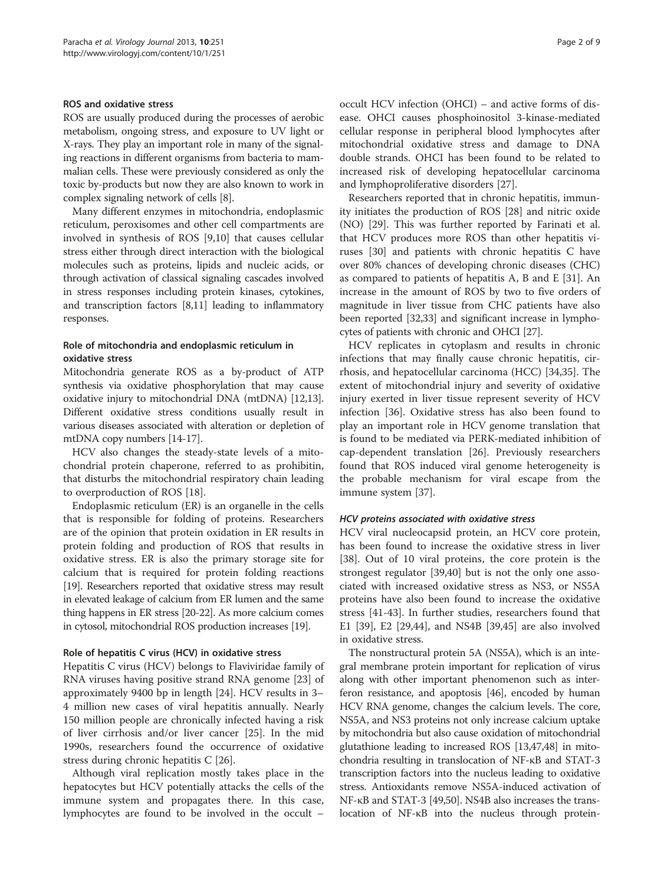### ROS and oxidative stress

ROS are usually produced during the processes of aerobic metabolism, ongoing stress, and exposure to UV light or X-rays. They play an important role in many of the signaling reactions in different organisms from bacteria to mammalian cells. These were previously considered as only the toxic by-products but now they are also known to work in complex signaling network of cells [8].

Many different enzymes in mitochondria, endoplasmic reticulum, peroxisomes and other cell compartments are involved in synthesis of ROS [9,10] that causes cellular stress either through direct interaction with the biological molecules such as proteins, lipids and nucleic acids, or through activation of classical signaling cascades involved in stress responses including protein kinases, cytokines, and transcription factors [8,11] leading to inflammatory responses.

### Role of mitochondria and endoplasmic reticulum in oxidative stress

Mitochondria generate ROS as a by-product of ATP synthesis via oxidative phosphorylation that may cause oxidative injury to mitochondrial DNA (mtDNA) [12,13]. Different oxidative stress conditions usually result in various diseases associated with alteration or depletion of mtDNA copy numbers [14-17].

HCV also changes the steady-state levels of a mitochondrial protein chaperone, referred to as prohibitin, that disturbs the mitochondrial respiratory chain leading to overproduction of ROS [18].

Endoplasmic reticulum (ER) is an organelle in the cells that is responsible for folding of proteins. Researchers are of the opinion that protein oxidation in ER results in protein folding and production of ROS that results in oxidative stress. ER is also the primary storage site for calcium that is required for protein folding reactions [19]. Researchers reported that oxidative stress may result in elevated leakage of calcium from ER lumen and the same thing happens in ER stress [20-22]. As more calcium comes in cytosol, mitochondrial ROS production increases [19].

### Role of hepatitis C virus (HCV) in oxidative stress

Hepatitis C virus (HCV) belongs to Flaviviridae family of RNA viruses having positive strand RNA genome [23] of approximately 9400 bp in length [24]. HCV results in 3–4 million new cases of viral hepatitis annually. Nearly 150 million people are chronically infected having a risk of liver cirrhosis and/or liver cancer [25]. In the mid 1990s, researchers found the occurrence of oxidative stress during chronic hepatitis C [26].

Although viral replication mostly takes place in the hepatocytes but HCV potentially attacks the cells of the immune system and propagates there. In this case, lymphocytes are found to be involved in the occult – occult HCV infection (OHCI) – and active forms of disease. OHCI causes phosphoinositol 3-kinase-mediated cellular response in peripheral blood lymphocytes after mitochondrial oxidative stress and damage to DNA double strands. OHCI has been found to be related to increased risk of developing hepatocellular carcinoma and lymphoproliferative disorders [27].

Researchers reported that in chronic hepatitis, immunity initiates the production of ROS [28] and nitric oxide (NO) [29]. This was further reported by Farinati et al. that HCV produces more ROS than other hepatitis viruses [30] and patients with chronic hepatitis C have over 80% chances of developing chronic diseases (CHC) as compared to patients of hepatitis A, B and E [31]. An increase in the amount of ROS by two to five orders of magnitude in liver tissue from CHC patients have also been reported [32,33] and significant increase in lymphocytes of patients with chronic and OHCI [27].

HCV replicates in cytoplasm and results in chronic infections that may finally cause chronic hepatitis, cirrhosis, and hepatocellular carcinoma (HCC) [34,35]. The extent of mitochondrial injury and severity of oxidative injury exerted in liver tissue represent severity of HCV infection [36]. Oxidative stress has also been found to play an important role in HCV genome translation that is found to be mediated via PERK-mediated inhibition of cap-dependent translation [26]. Previously researchers found that ROS induced viral genome heterogeneity is the probable mechanism for viral escape from the immune system [37].

#### *HCV proteins associated with oxidative stress*

HCV viral nucleocapsid protein, an HCV core protein, has been found to increase the oxidative stress in liver [38]. Out of 10 viral proteins, the core protein is the strongest regulator [39,40] but is not the only one associated with increased oxidative stress as NS3, or NS5A proteins have also been found to increase the oxidative stress [41-43]. In further studies, researchers found that E1 [39], E2 [29,44], and NS4B [39,45] are also involved in oxidative stress.

The nonstructural protein 5A (NS5A), which is an integral membrane protein important for replication of virus along with other important phenomenon such as interferon resistance, and apoptosis [46], encoded by human HCV RNA genome, changes the calcium levels. The core, NS5A, and NS3 proteins not only increase calcium uptake by mitochondria but also cause oxidation of mitochondrial glutathione leading to increased ROS [13,47,48] in mitochondria resulting in translocation of NF-κB and STAT-3 transcription factors into the nucleus leading to oxidative stress. Antioxidants remove NS5A-induced activation of NF-κB and STAT-3 [49,50]. NS4B also increases the translocation of NF-κB into the nucleus through protein-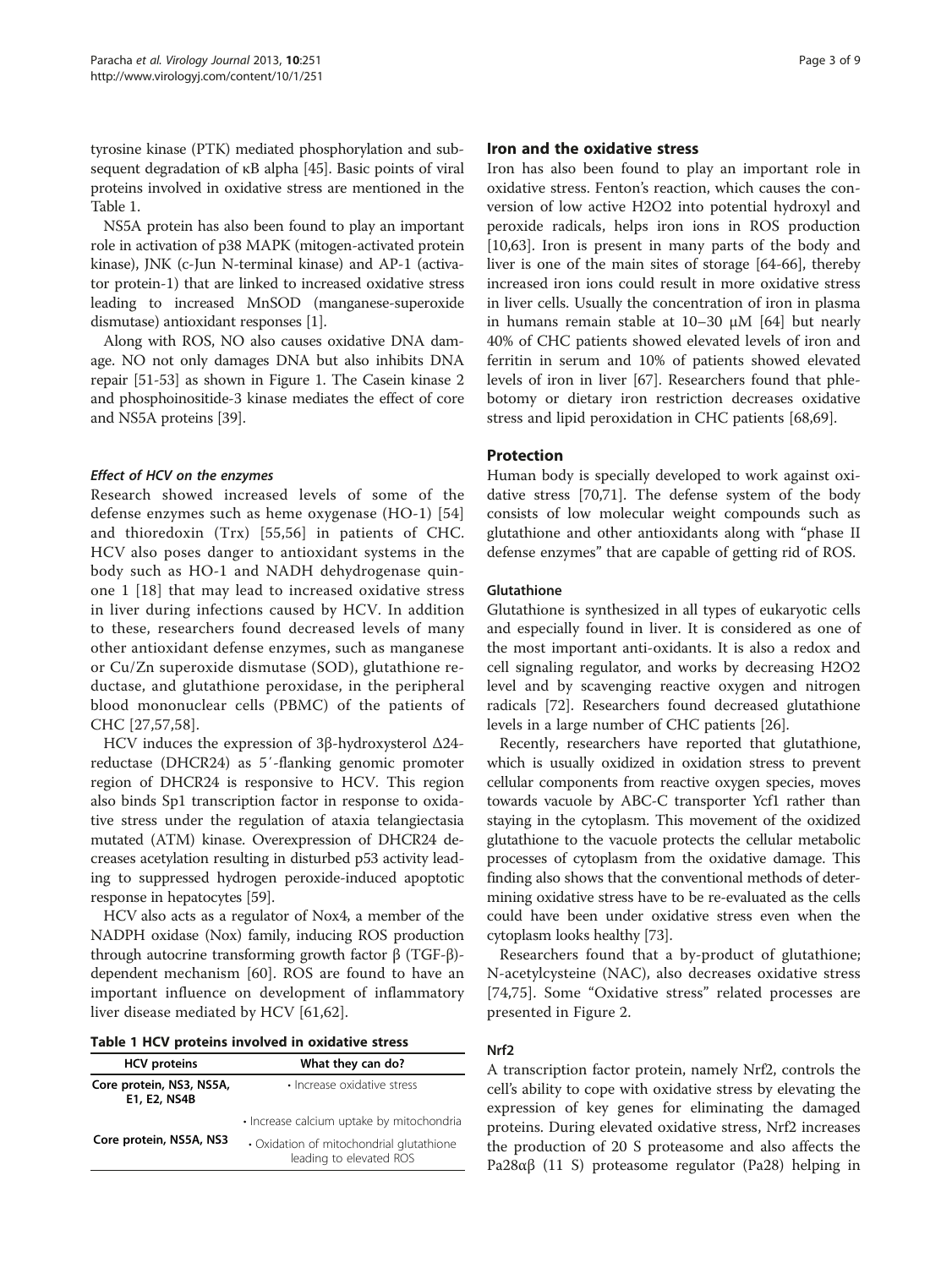tyrosine kinase (PTK) mediated phosphorylation and subsequent degradation of κB alpha [45]. Basic points of viral proteins involved in oxidative stress are mentioned in the Table 1.

NS5A protein has also been found to play an important role in activation of p38 MAPK (mitogen-activated protein kinase), JNK (c-Jun N-terminal kinase) and AP-1 (activator protein-1) that are linked to increased oxidative stress leading to increased MnSOD (manganese-superoxide dismutase) antioxidant responses [1].

Along with ROS, NO also causes oxidative DNA damage. NO not only damages DNA but also inhibits DNA repair [51-53] as shown in Figure 1. The Casein kinase 2 and phosphoinositide-3 kinase mediates the effect of core and NS5A proteins [39].

#### *Effect of HCV on the enzymes*

Research showed increased levels of some of the defense enzymes such as heme oxygenase (HO-1) [54] and thioredoxin (Trx) [55,56] in patients of CHC. HCV also poses danger to antioxidant systems in the body such as HO-1 and NADH dehydrogenase quinone 1 [18] that may lead to increased oxidative stress in liver during infections caused by HCV. In addition to these, researchers found decreased levels of many other antioxidant defense enzymes, such as manganese or Cu/Zn superoxide dismutase (SOD), glutathione reductase, and glutathione peroxidase, in the peripheral blood mononuclear cells (PBMC) of the patients of CHC [27,57,58].

HCV induces the expression of 3β-hydroxysterol Δ24-reductase (DHCR24) as 5′-flanking genomic promoter region of DHCR24 is responsive to HCV. This region also binds Sp1 transcription factor in response to oxidative stress under the regulation of ataxia telangiectasia mutated (ATM) kinase. Overexpression of DHCR24 decreases acetylation resulting in disturbed p53 activity leading to suppressed hydrogen peroxide-induced apoptotic response in hepatocytes [59].

HCV also acts as a regulator of Nox4, a member of the NADPH oxidase (Nox) family, inducing ROS production through autocrine transforming growth factor β (TGF-β)-dependent mechanism [60]. ROS are found to have an important influence on development of inflammatory liver disease mediated by HCV [61,62].

**Table 1 HCV proteins involved in oxidative stress**

| HCV proteins | What they can do? |
|---|---|
| Core protein, NS3, NS5A, E1, E2, NS4B | • Increase oxidative stress |
| Core protein, NS5A, NS3 | • Increase calcium uptake by mitochondria<br>• Oxidation of mitochondrial glutathione leading to elevated ROS |

## Iron and the oxidative stress

Iron has also been found to play an important role in oxidative stress. Fenton's reaction, which causes the conversion of low active H2O2 into potential hydroxyl and peroxide radicals, helps iron ions in ROS production [10,63]. Iron is present in many parts of the body and liver is one of the main sites of storage [64-66], thereby increased iron ions could result in more oxidative stress in liver cells. Usually the concentration of iron in plasma in humans remain stable at 10–30 μM [64] but nearly 40% of CHC patients showed elevated levels of iron and ferritin in serum and 10% of patients showed elevated levels of iron in liver [67]. Researchers found that phlebotomy or dietary iron restriction decreases oxidative stress and lipid peroxidation in CHC patients [68,69].

## Protection

Human body is specially developed to work against oxidative stress [70,71]. The defense system of the body consists of low molecular weight compounds such as glutathione and other antioxidants along with "phase II defense enzymes" that are capable of getting rid of ROS.

### Glutathione

Glutathione is synthesized in all types of eukaryotic cells and especially found in liver. It is considered as one of the most important anti-oxidants. It is also a redox and cell signaling regulator, and works by decreasing H2O2 level and by scavenging reactive oxygen and nitrogen radicals [72]. Researchers found decreased glutathione levels in a large number of CHC patients [26].

Recently, researchers have reported that glutathione, which is usually oxidized in oxidation stress to prevent cellular components from reactive oxygen species, moves towards vacuole by ABC-C transporter Ycf1 rather than staying in the cytoplasm. This movement of the oxidized glutathione to the vacuole protects the cellular metabolic processes of cytoplasm from the oxidative damage. This finding also shows that the conventional methods of determining oxidative stress have to be re-evaluated as the cells could have been under oxidative stress even when the cytoplasm looks healthy [73].

Researchers found that a by-product of glutathione; N-acetylcysteine (NAC), also decreases oxidative stress [74,75]. Some "Oxidative stress" related processes are presented in Figure 2.

### Nrf2

A transcription factor protein, namely Nrf2, controls the cell's ability to cope with oxidative stress by elevating the expression of key genes for eliminating the damaged proteins. During elevated oxidative stress, Nrf2 increases the production of 20 S proteasome and also affects the Pa28αβ (11 S) proteasome regulator (Pa28) helping in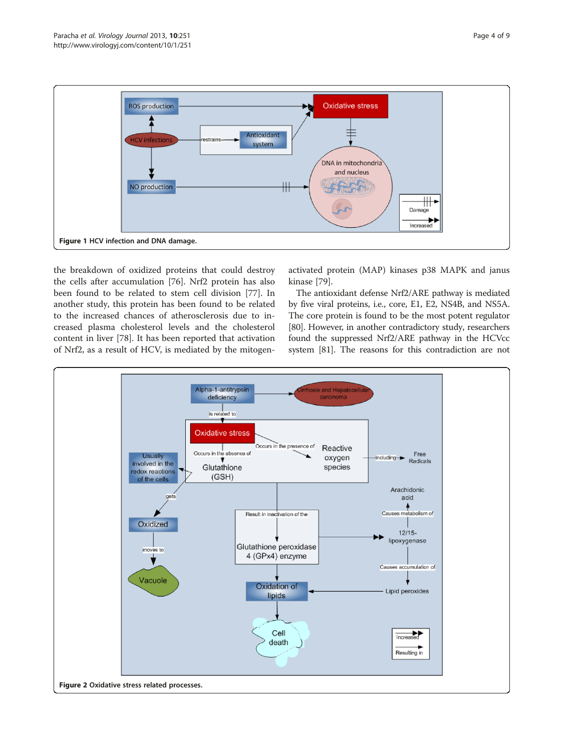Figure 1 HCV infection and DNA damage.

the breakdown of oxidized proteins that could destroy the cells after accumulation [76]. Nrf2 protein has also been found to be related to stem cell division [77]. In another study, this protein has been found to be related to the increased chances of atherosclerosis due to increased plasma cholesterol levels and the cholesterol content in liver [78]. It has been reported that activation of Nrf2, as a result of HCV, is mediated by the mitogen-activated protein (MAP) kinases p38 MAPK and janus kinase [79].

The antioxidant defense Nrf2/ARE pathway is mediated by five viral proteins, i.e., core, E1, E2, NS4B, and NS5A. The core protein is found to be the most potent regulator [80]. However, in another contradictory study, researchers found the suppressed Nrf2/ARE pathway in the HCVcc system [81]. The reasons for this contradiction are not

Figure 2 Oxidative stress related processes.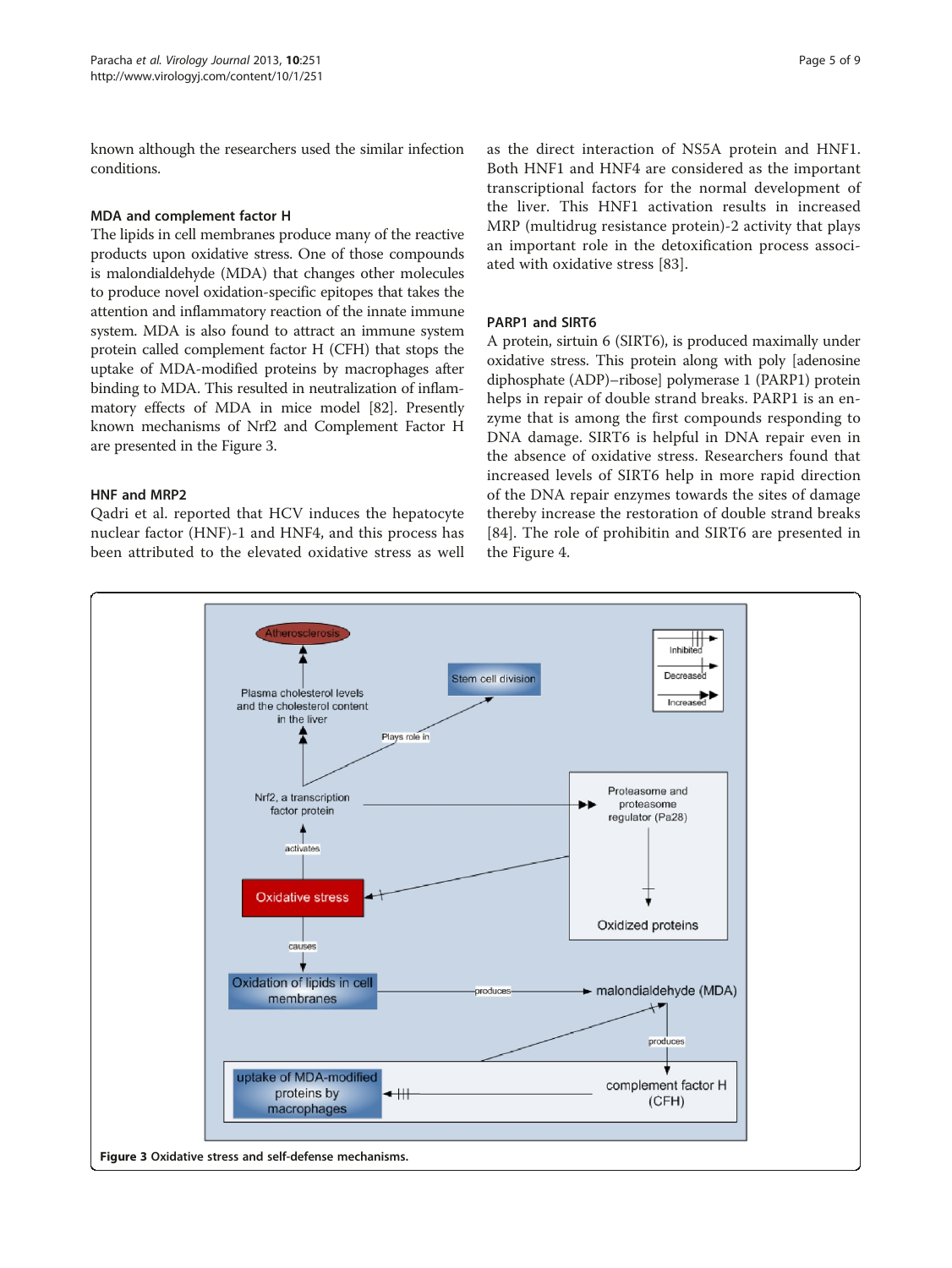known although the researchers used the similar infection conditions.

### MDA and complement factor H

The lipids in cell membranes produce many of the reactive products upon oxidative stress. One of those compounds is malondialdehyde (MDA) that changes other molecules to produce novel oxidation-specific epitopes that takes the attention and inflammatory reaction of the innate immune system. MDA is also found to attract an immune system protein called complement factor H (CFH) that stops the uptake of MDA-modified proteins by macrophages after binding to MDA. This resulted in neutralization of inflammatory effects of MDA in mice model [82]. Presently known mechanisms of Nrf2 and Complement Factor H are presented in the Figure 3.

### HNF and MRP2

Qadri et al. reported that HCV induces the hepatocyte nuclear factor (HNF)-1 and HNF4, and this process has been attributed to the elevated oxidative stress as well as the direct interaction of NS5A protein and HNF1. Both HNF1 and HNF4 are considered as the important transcriptional factors for the normal development of the liver. This HNF1 activation results in increased MRP (multidrug resistance protein)-2 activity that plays an important role in the detoxification process associated with oxidative stress [83].

### PARP1 and SIRT6

A protein, sirtuin 6 (SIRT6), is produced maximally under oxidative stress. This protein along with poly [adenosine diphosphate (ADP)–ribose] polymerase 1 (PARP1) protein helps in repair of double strand breaks. PARP1 is an enzyme that is among the first compounds responding to DNA damage. SIRT6 is helpful in DNA repair even in the absence of oxidative stress. Researchers found that increased levels of SIRT6 help in more rapid direction of the DNA repair enzymes towards the sites of damage thereby increase the restoration of double strand breaks [84]. The role of prohibitin and SIRT6 are presented in the Figure 4.

**Figure 3 Oxidative stress and self-defense mechanisms.**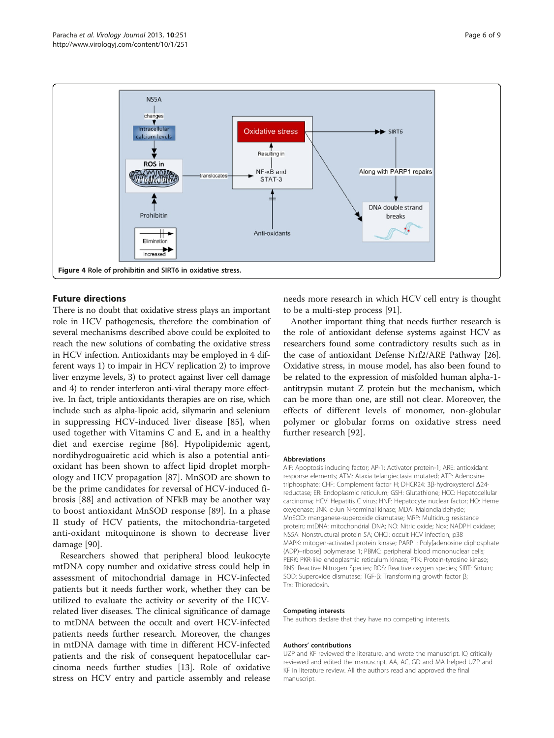Figure 4 Role of prohibitin and SIRT6 in oxidative stress.

## Future directions

There is no doubt that oxidative stress plays an important role in HCV pathogenesis, therefore the combination of several mechanisms described above could be exploited to reach the new solutions of combating the oxidative stress in HCV infection. Antioxidants may be employed in 4 different ways 1) to impair in HCV replication 2) to improve liver enzyme levels, 3) to protect against liver cell damage and 4) to render interferon anti-viral therapy more effective. In fact, triple antioxidants therapies are on rise, which include such as alpha-lipoic acid, silymarin and selenium in suppressing HCV-induced liver disease [85], when used together with Vitamins C and E, and in a healthy diet and exercise regime [86]. Hypolipidemic agent, nordihydroguairetic acid which is also a potential antioxidant has been shown to affect lipid droplet morphology and HCV propagation [87]. MnSOD are shown to be the prime candidates for reversal of HCV-induced fibrosis [88] and activation of NFkB may be another way to boost antioxidant MnSOD response [89]. In a phase II study of HCV patients, the mitochondria-targeted anti-oxidant mitoquinone is shown to decrease liver damage [90].

Researchers showed that peripheral blood leukocyte mtDNA copy number and oxidative stress could help in assessment of mitochondrial damage in HCV-infected patients but it needs further work, whether they can be utilized to evaluate the activity or severity of the HCV-related liver diseases. The clinical significance of damage to mtDNA between the occult and overt HCV-infected patients needs further research. Moreover, the changes in mtDNA damage with time in different HCV-infected patients and the risk of consequent hepatocellular carcinoma needs further studies [13]. Role of oxidative stress on HCV entry and particle assembly and release needs more research in which HCV cell entry is thought to be a multi-step process [91].

Another important thing that needs further research is the role of antioxidant defense systems against HCV as researchers found some contradictory results such as in the case of antioxidant Defense Nrf2/ARE Pathway [26]. Oxidative stress, in mouse model, has also been found to be related to the expression of misfolded human alpha-1-antitrypsin mutant Z protein but the mechanism, which can be more than one, are still not clear. Moreover, the effects of different levels of monomer, non-globular polymer or globular forms on oxidative stress need further research [92].

### Abbreviations

AIF: Apoptosis inducing factor; AP-1: Activator protein-1; ARE: antioxidant response elements; ATM: Ataxia telangiectasia mutated; ATP: Adenosine triphosphate; CHF: Complement factor H; DHCR24: 3β-hydroxysterol Δ24-reductase; ER: Endoplasmic reticulum; GSH: Glutathione; HCC: Hepatocellular carcinoma; HCV: Hepatitis C virus; HNF: Hepatocyte nuclear factor; HO: Heme oxygenase; JNK: c-Jun N-terminal kinase; MDA: Malondialdehyde; MnSOD: manganese-superoxide dismutase; MRP: Multidrug resistance protein; mtDNA: mitochondrial DNA; NO: Nitric oxide; Nox: NADPH oxidase; NS5A: Nonstructural protein 5A; OHCI: occult HCV infection; p38 MAPK: mitogen-activated protein kinase; PARP1: Poly[adenosine diphosphate (ADP)–ribose] polymerase 1; PBMC: peripheral blood mononuclear cells; PERK: PKR-like endoplasmic reticulum kinase; PTK: Protein-tyrosine kinase; RNS: Reactive Nitrogen Species; ROS: Reactive oxygen species; SIRT: Sirtuin; SOD: Superoxide dismutase; TGF-β: Transforming growth factor β; Trx: Thioredoxin.

### Competing interests

The authors declare that they have no competing interests.

### Authors' contributions

UZP and KF reviewed the literature, and wrote the manuscript. IQ critically reviewed and edited the manuscript. AA, AC, GD and MA helped UZP and KF in literature review. All the authors read and approved the final manuscript.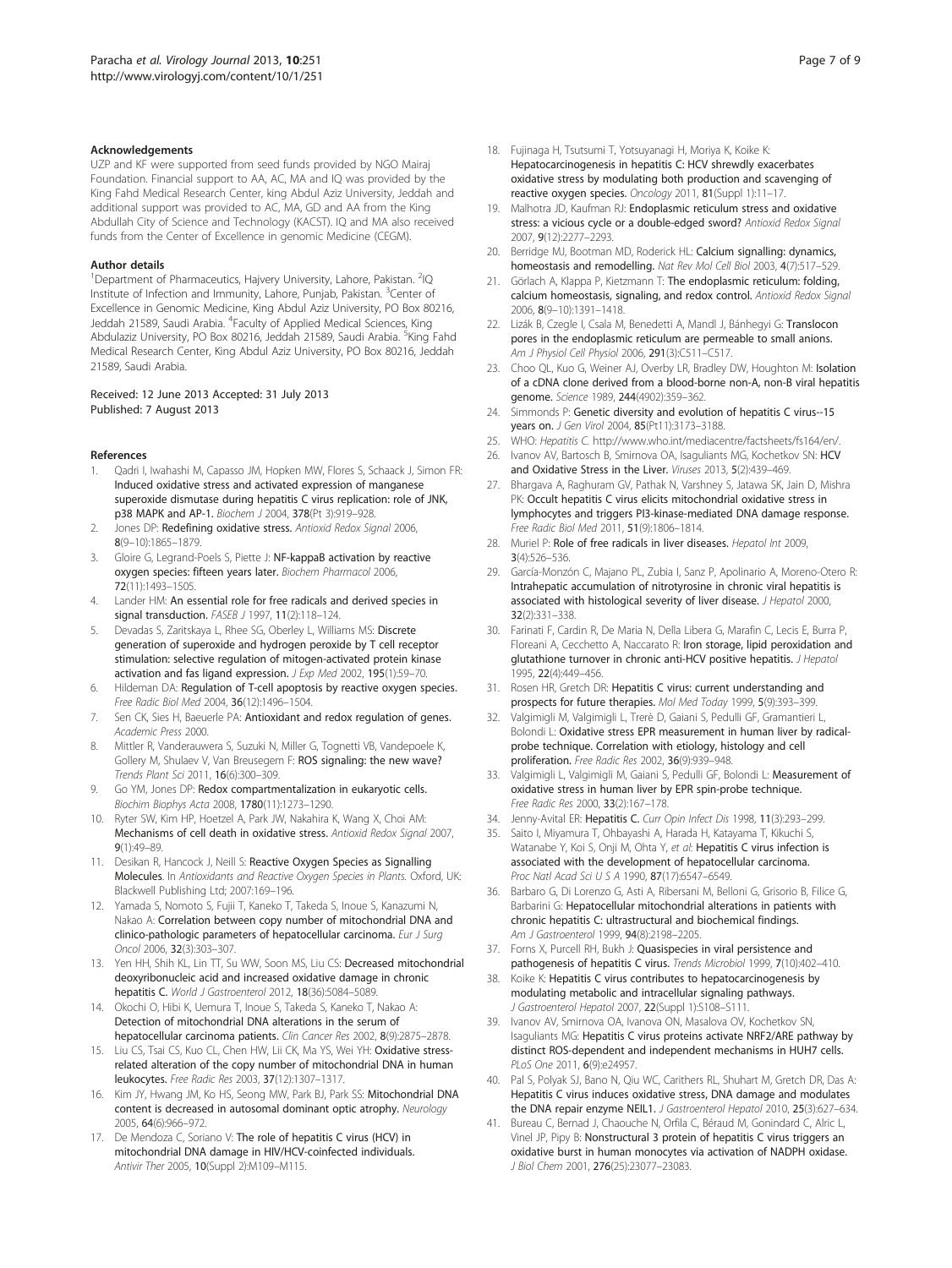### Acknowledgements

UZP and KF were supported from seed funds provided by NGO Mairaj Foundation. Financial support to AA, AC, MA and IQ was provided by the King Fahd Medical Research Center, king Abdul Aziz University, Jeddah and additional support was provided to AC, MA, GD and AA from the King Abdullah City of Science and Technology (KACST). IQ and MA also received funds from the Center of Excellence in genomic Medicine (CEGM).

### Author details

[1]Department of Pharmaceutics, Hajvery University, Lahore, Pakistan. [2]IQ Institute of Infection and Immunity, Lahore, Punjab, Pakistan. [3]Center of Excellence in Genomic Medicine, King Abdul Aziz University, PO Box 80216, Jeddah 21589, Saudi Arabia. [4]Faculty of Applied Medical Sciences, King Abdulaziz University, PO Box 80216, Jeddah 21589, Saudi Arabia. [5]King Fahd Medical Research Center, King Abdul Aziz University, PO Box 80216, Jeddah 21589, Saudi Arabia.

Received: 12 June 2013 Accepted: 31 July 2013
Published: 7 August 2013

### References

1. Qadri I, Iwahashi M, Capasso JM, Hopken MW, Flores S, Schaack J, Simon FR: **Induced oxidative stress and activated expression of manganese superoxide dismutase during hepatitis C virus replication: role of JNK, p38 MAPK and AP-1.** *Biochem J* 2004, **378**(Pt 3):919–928.
2. Jones DP: **Redefining oxidative stress.** *Antioxid Redox Signal* 2006, **8**(9–10):1865–1879.
3. Gloire G, Legrand-Poels S, Piette J: **NF-kappaB activation by reactive oxygen species: fifteen years later.** *Biochem Pharmacol* 2006, **72**(11):1493–1505.
4. Lander HM: **An essential role for free radicals and derived species in signal transduction.** *FASEB J* 1997, **11**(2):118–124.
5. Devadas S, Zaritskaya L, Rhee SG, Oberley L, Williams MS: **Discrete generation of superoxide and hydrogen peroxide by T cell receptor stimulation: selective regulation of mitogen-activated protein kinase activation and fas ligand expression.** *J Exp Med* 2002, **195**(1):59–70.
6. Hildeman DA: **Regulation of T-cell apoptosis by reactive oxygen species.** *Free Radic Biol Med* 2004, **36**(12):1496–1504.
7. Sen CK, Sies H, Baeuerle PA: **Antioxidant and redox regulation of genes.** *Academic Press* 2000.
8. Mittler R, Vanderauwera S, Suzuki N, Miller G, Tognetti VB, Vandepoele K, Gollery M, Shulaev V, Van Breusegem F: **ROS signaling: the new wave?** *Trends Plant Sci* 2011, **16**(6):300–309.
9. Go YM, Jones DP: **Redox compartmentalization in eukaryotic cells.** *Biochim Biophys Acta* 2008, **1780**(11):1273–1290.
10. Ryter SW, Kim HP, Hoetzel A, Park JW, Nakahira K, Wang X, Choi AM: **Mechanisms of cell death in oxidative stress.** *Antioxid Redox Signal* 2007, **9**(1):49–89.
11. Desikan R, Hancock J, Neill S: **Reactive Oxygen Species as Signalling Molecules**. In *Antioxidants and Reactive Oxygen Species in Plants*. Oxford, UK: Blackwell Publishing Ltd; 2007:169–196.
12. Yamada S, Nomoto S, Fujii T, Kaneko T, Takeda S, Inoue S, Kanazumi N, Nakao A: **Correlation between copy number of mitochondrial DNA and clinico-pathologic parameters of hepatocellular carcinoma.** *Eur J Surg Oncol* 2006, **32**(3):303–307.
13. Yen HH, Shih KL, Lin TT, Su WW, Soon MS, Liu CS: **Decreased mitochondrial deoxyribonucleic acid and increased oxidative damage in chronic hepatitis C.** *World J Gastroenterol* 2012, **18**(36):5084–5089.
14. Okochi O, Hibi K, Uemura T, Inoue S, Takeda S, Kaneko T, Nakao A: **Detection of mitochondrial DNA alterations in the serum of hepatocellular carcinoma patients.** *Clin Cancer Res* 2002, **8**(9):2875–2878.
15. Liu CS, Tsai CS, Kuo CL, Chen HW, Lii CK, Ma YS, Wei YH: **Oxidative stress-related alteration of the copy number of mitochondrial DNA in human leukocytes.** *Free Radic Res* 2003, **37**(12):1307–1317.
16. Kim JY, Hwang JM, Ko HS, Seong MW, Park BJ, Park SS: **Mitochondrial DNA content is decreased in autosomal dominant optic atrophy.** *Neurology* 2005, **64**(6):966–972.
17. De Mendoza C, Soriano V: **The role of hepatitis C virus (HCV) in mitochondrial DNA damage in HIV/HCV-coinfected individuals.** *Antivir Ther* 2005, **10**(Suppl 2):M109–M115.
18. Fujinaga H, Tsutsumi T, Yotsuyanagi H, Moriya K, Koike K: **Hepatocarcinogenesis in hepatitis C: HCV shrewdly exacerbates oxidative stress by modulating both production and scavenging of reactive oxygen species.** *Oncology* 2011, **81**(Suppl 1):11–17.
19. Malhotra JD, Kaufman RJ: **Endoplasmic reticulum stress and oxidative stress: a vicious cycle or a double-edged sword?** *Antioxid Redox Signal* 2007, **9**(12):2277–2293.
20. Berridge MJ, Bootman MD, Roderick HL: **Calcium signalling: dynamics, homeostasis and remodelling.** *Nat Rev Mol Cell Biol* 2003, **4**(7):517–529.
21. Görlach A, Klappa P, Kietzmann T: **The endoplasmic reticulum: folding, calcium homeostasis, signaling, and redox control.** *Antioxid Redox Signal* 2006, **8**(9–10):1391–1418.
22. Lizák B, Czegle I, Csala M, Benedetti A, Mandl J, Bánhegyi G: **Translocon pores in the endoplasmic reticulum are permeable to small anions.** *Am J Physiol Cell Physiol* 2006, **291**(3):C511–C517.
23. Choo QL, Kuo G, Weiner AJ, Overby LR, Bradley DW, Houghton M: **Isolation of a cDNA clone derived from a blood-borne non-A, non-B viral hepatitis genome.** *Science* 1989, **244**(4902):359–362.
24. Simmonds P: **Genetic diversity and evolution of hepatitis C virus--15 years on.** *J Gen Virol* 2004, **85**(Pt11):3173–3188.
25. WHO: *Hepatitis C*. http://www.who.int/mediacentre/factsheets/fs164/en/.
26. Ivanov AV, Bartosch B, Smirnova OA, Isaguliants MG, Kochetkov SN: **HCV and Oxidative Stress in the Liver.** *Viruses* 2013, **5**(2):439–469.
27. Bhargava A, Raghuram GV, Pathak N, Varshney S, Jatawa SK, Jain D, Mishra PK: **Occult hepatitis C virus elicits mitochondrial oxidative stress in lymphocytes and triggers PI3-kinase-mediated DNA damage response.** *Free Radic Biol Med* 2011, **51**(9):1806–1814.
28. Muriel P: **Role of free radicals in liver diseases.** *Hepatol Int* 2009, **3**(4):526–536.
29. García-Monzón C, Majano PL, Zubia I, Sanz P, Apolinario A, Moreno-Otero R: **Intrahepatic accumulation of nitrotyrosine in chronic viral hepatitis is associated with histological severity of liver disease.** *J Hepatol* 2000, **32**(2):331–338.
30. Farinati F, Cardin R, De Maria N, Della Libera G, Marafin C, Lecis E, Burra P, Floreani A, Cecchetto A, Naccarato R: **Iron storage, lipid peroxidation and glutathione turnover in chronic anti-HCV positive hepatitis.** *J Hepatol* 1995, **22**(4):449–456.
31. Rosen HR, Gretch DR: **Hepatitis C virus: current understanding and prospects for future therapies.** *Mol Med Today* 1999, **5**(9):393–399.
32. Valgimigli M, Valgimigli L, Trerè D, Gaiani S, Pedulli GF, Gramantieri L, Bolondi L: **Oxidative stress EPR measurement in human liver by radical-probe technique. Correlation with etiology, histology and cell proliferation.** *Free Radic Res* 2002, **36**(9):939–948.
33. Valgimigli L, Valgimigli M, Gaiani S, Pedulli GF, Bolondi L: **Measurement of oxidative stress in human liver by EPR spin-probe technique.** *Free Radic Res* 2000, **33**(2):167–178.
34. Jenny-Avital ER: **Hepatitis C.** *Curr Opin Infect Dis* 1998, **11**(3):293–299.
35. Saito I, Miyamura T, Ohbayashi A, Harada H, Katayama T, Kikuchi S, Watanabe Y, Koi S, Onji M, Ohta Y, *et al*: **Hepatitis C virus infection is associated with the development of hepatocellular carcinoma.** *Proc Natl Acad Sci U S A* 1990, **87**(17):6547–6549.
36. Barbaro G, Di Lorenzo G, Asti A, Ribersani M, Belloni G, Grisorio B, Filice G, Barbarini G: **Hepatocellular mitochondrial alterations in patients with chronic hepatitis C: ultrastructural and biochemical findings.** *Am J Gastroenterol* 1999, **94**(8):2198–2205.
37. Forns X, Purcell RH, Bukh J: **Quasispecies in viral persistence and pathogenesis of hepatitis C virus.** *Trends Microbiol* 1999, **7**(10):402–410.
38. Koike K: **Hepatitis C virus contributes to hepatocarcinogenesis by modulating metabolic and intracellular signaling pathways.** *J Gastroenterol Hepatol* 2007, **22**(Suppl 1):S108–S111.
39. Ivanov AV, Smirnova OA, Ivanova ON, Masalova OV, Kochetkov SN, Isaguliants MG: **Hepatitis C virus proteins activate NRF2/ARE pathway by distinct ROS-dependent and independent mechanisms in HUH7 cells.** *PLoS One* 2011, **6**(9):e24957.
40. Pal S, Polyak SJ, Bano N, Qiu WC, Carithers RL, Shuhart M, Gretch DR, Das A: **Hepatitis C virus induces oxidative stress, DNA damage and modulates the DNA repair enzyme NEIL1.** *J Gastroenterol Hepatol* 2010, **25**(3):627–634.
41. Bureau C, Bernad J, Chaouche N, Orfila C, Béraud M, Gonindard C, Alric L, Vinel JP, Pipy B: **Nonstructural 3 protein of hepatitis C virus triggers an oxidative burst in human monocytes via activation of NADPH oxidase.** *J Biol Chem* 2001, **276**(25):23077–23083.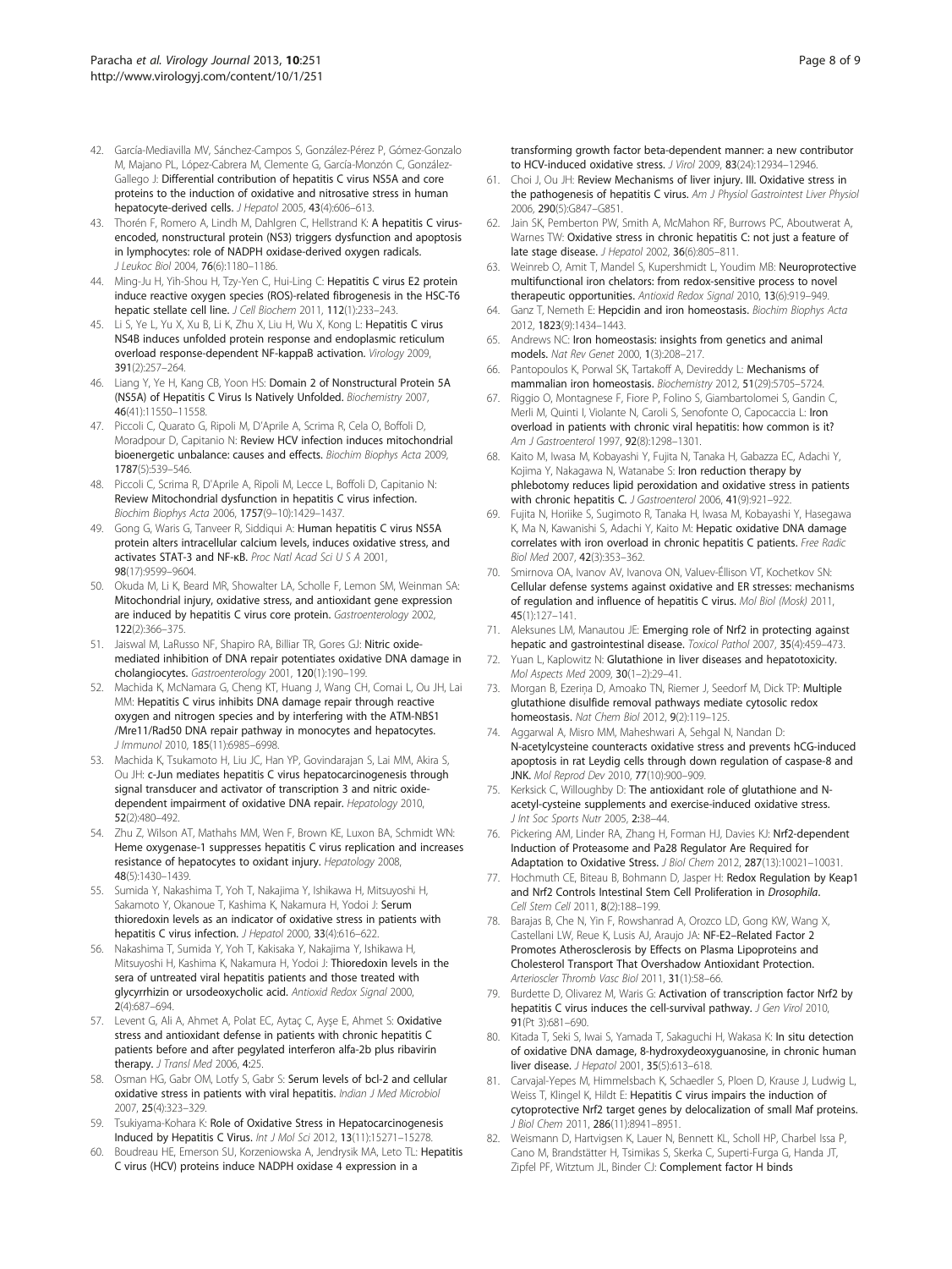42. García-Mediavilla MV, Sánchez-Campos S, González-Pérez P, Gómez-Gonzalo M, Majano PL, López-Cabrera M, Clemente G, García-Monzón C, González-Gallego J: **Differential contribution of hepatitis C virus NS5A and core proteins to the induction of oxidative and nitrosative stress in human hepatocyte-derived cells.** *J Hepatol* 2005, **43**(4):606–613.
43. Thorén F, Romero A, Lindh M, Dahlgren C, Hellstrand K: **A hepatitis C virus-encoded, nonstructural protein (NS3) triggers dysfunction and apoptosis in lymphocytes: role of NADPH oxidase-derived oxygen radicals.** *J Leukoc Biol* 2004, **76**(6):1180–1186.
44. Ming-Ju H, Yih-Shou H, Tzy-Yen C, Hui-Ling C: **Hepatitis C virus E2 protein induce reactive oxygen species (ROS)-related fibrogenesis in the HSC-T6 hepatic stellate cell line.** *J Cell Biochem* 2011, **112**(1):233–243.
45. Li S, Ye L, Yu X, Xu B, Li K, Zhu X, Liu H, Wu X, Kong L: **Hepatitis C virus NS4B induces unfolded protein response and endoplasmic reticulum overload response-dependent NF-kappaB activation.** *Virology* 2009, **391**(2):257–264.
46. Liang Y, Ye H, Kang CB, Yoon HS: **Domain 2 of Nonstructural Protein 5A (NS5A) of Hepatitis C Virus Is Natively Unfolded.** *Biochemistry* 2007, **46**(41):11550–11558.
47. Piccoli C, Quarato G, Ripoli M, D'Aprile A, Scrima R, Cela O, Boffoli D, Moradpour D, Capitanio N: **Review HCV infection induces mitochondrial bioenergetic unbalance: causes and effects.** *Biochim Biophys Acta* 2009, **1787**(5):539–546.
48. Piccoli C, Scrima R, D'Aprile A, Ripoli M, Lecce L, Boffoli D, Capitanio N: **Review Mitochondrial dysfunction in hepatitis C virus infection.** *Biochim Biophys Acta* 2006, **1757**(9–10):1429–1437.
49. Gong G, Waris G, Tanveer R, Siddiqui A: **Human hepatitis C virus NS5A protein alters intracellular calcium levels, induces oxidative stress, and activates STAT-3 and NF-κB.** *Proc Natl Acad Sci U S A* 2001, **98**(17):9599–9604.
50. Okuda M, Li K, Beard MR, Showalter LA, Scholle F, Lemon SM, Weinman SA: **Mitochondrial injury, oxidative stress, and antioxidant gene expression are induced by hepatitis C virus core protein.** *Gastroenterology* 2002, **122**(2):366–375.
51. Jaiswal M, LaRusso NF, Shapiro RA, Billiar TR, Gores GJ: **Nitric oxide-mediated inhibition of DNA repair potentiates oxidative DNA damage in cholangiocytes.** *Gastroenterology* 2001, **120**(1):190–199.
52. Machida K, McNamara G, Cheng KT, Huang J, Wang CH, Comai L, Ou JH, Lai MM: **Hepatitis C virus inhibits DNA damage repair through reactive oxygen and nitrogen species and by interfering with the ATM-NBS1 /Mre11/Rad50 DNA repair pathway in monocytes and hepatocytes.** *J Immunol* 2010, **185**(11):6985–6998.
53. Machida K, Tsukamoto H, Liu JC, Han YP, Govindarajan S, Lai MM, Akira S, Ou JH: **c-Jun mediates hepatitis C virus hepatocarcinogenesis through signal transducer and activator of transcription 3 and nitric oxide-dependent impairment of oxidative DNA repair.** *Hepatology* 2010, **52**(2):480–492.
54. Zhu Z, Wilson AT, Mathahs MM, Wen F, Brown KE, Luxon BA, Schmidt WN: **Heme oxygenase-1 suppresses hepatitis C virus replication and increases resistance of hepatocytes to oxidant injury.** *Hepatology* 2008, **48**(5):1430–1439.
55. Sumida Y, Nakashima T, Yoh T, Nakajima Y, Ishikawa H, Mitsuyoshi H, Sakamoto Y, Okanoue T, Kashima K, Nakamura H, Yodoi J: **Serum thioredoxin levels as an indicator of oxidative stress in patients with hepatitis C virus infection.** *J Hepatol* 2000, **33**(4):616–622.
56. Nakashima T, Sumida Y, Yoh T, Kakisaka Y, Nakajima Y, Ishikawa H, Mitsuyoshi H, Kashima K, Nakamura H, Yodoi J: **Thioredoxin levels in the sera of untreated viral hepatitis patients and those treated with glycyrrhizin or ursodeoxycholic acid.** *Antioxid Redox Signal* 2000, **2**(4):687–694.
57. Levent G, Ali A, Ahmet A, Polat EC, Aytaç C, Ayşe E, Ahmet S: **Oxidative stress and antioxidant defense in patients with chronic hepatitis C patients before and after pegylated interferon alfa-2b plus ribavirin therapy.** *J Transl Med* 2006, **4**:25.
58. Osman HG, Gabr OM, Lotfy S, Gabr S: **Serum levels of bcl-2 and cellular oxidative stress in patients with viral hepatitis.** *Indian J Med Microbiol* 2007, **25**(4):323–329.
59. Tsukiyama-Kohara K: **Role of Oxidative Stress in Hepatocarcinogenesis Induced by Hepatitis C Virus.** *Int J Mol Sci* 2012, **13**(11):15271–15278.
60. Boudreau HE, Emerson SU, Korzeniowska A, Jendrysik MA, Leto TL: **Hepatitis C virus (HCV) proteins induce NADPH oxidase 4 expression in a transforming growth factor beta-dependent manner: a new contributor to HCV-induced oxidative stress.** *J Virol* 2009, **83**(24):12934–12946.
61. Choi J, Ou JH: **Review Mechanisms of liver injury. III. Oxidative stress in the pathogenesis of hepatitis C virus.** *Am J Physiol Gastrointest Liver Physiol* 2006, **290**(5):G847–G851.
62. Jain SK, Pemberton PW, Smith A, McMahon RF, Burrows PC, Aboutwerat A, Warnes TW: **Oxidative stress in chronic hepatitis C: not just a feature of late stage disease.** *J Hepatol* 2002, **36**(6):805–811.
63. Weinreb O, Amit T, Mandel S, Kupershmidt L, Youdim MB: **Neuroprotective multifunctional iron chelators: from redox-sensitive process to novel therapeutic opportunities.** *Antioxid Redox Signal* 2010, **13**(6):919–949.
64. Ganz T, Nemeth E: **Hepcidin and iron homeostasis.** *Biochim Biophys Acta* 2012, **1823**(9):1434–1443.
65. Andrews NC: **Iron homeostasis: insights from genetics and animal models.** *Nat Rev Genet* 2000, **1**(3):208–217.
66. Pantopoulos K, Porwal SK, Tartakoff A, Devireddy L: **Mechanisms of mammalian iron homeostasis.** *Biochemistry* 2012, **51**(29):5705–5724.
67. Riggio O, Montagnese F, Fiore P, Folino S, Giambartolomei S, Gandin C, Merli M, Quinti I, Violante N, Caroli S, Senofonte O, Capocaccia L: **Iron overload in patients with chronic viral hepatitis: how common is it?** *Am J Gastroenterol* 1997, **92**(8):1298–1301.
68. Kaito M, Iwasa M, Kobayashi Y, Fujita N, Tanaka H, Gabazza EC, Adachi Y, Kojima Y, Nakagawa N, Watanabe S: **Iron reduction therapy by phlebotomy reduces lipid peroxidation and oxidative stress in patients with chronic hepatitis C.** *J Gastroenterol* 2006, **41**(9):921–922.
69. Fujita N, Horiike S, Sugimoto R, Tanaka H, Iwasa M, Kobayashi Y, Hasegawa K, Ma N, Kawanishi S, Adachi Y, Kaito M: **Hepatic oxidative DNA damage correlates with iron overload in chronic hepatitis C patients.** *Free Radic Biol Med* 2007, **42**(3):353–362.
70. Smirnova OA, Ivanov AV, Ivanova ON, Valuev-Éllison VT, Kochetkov SN: **Cellular defense systems against oxidative and ER stresses: mechanisms of regulation and influence of hepatitis C virus.** *Mol Biol (Mosk)* 2011, **45**(1):127–141.
71. Aleksunes LM, Manautou JE: **Emerging role of Nrf2 in protecting against hepatic and gastrointestinal disease.** *Toxicol Pathol* 2007, **35**(4):459–473.
72. Yuan L, Kaplowitz N: **Glutathione in liver diseases and hepatotoxicity.** *Mol Aspects Med* 2009, **30**(1–2):29–41.
73. Morgan B, Ezeriņa D, Amoako TN, Riemer J, Seedorf M, Dick TP: **Multiple glutathione disulfide removal pathways mediate cytosolic redox homeostasis.** *Nat Chem Biol* 2012, **9**(2):119–125.
74. Aggarwal A, Misro MM, Maheshwari A, Sehgal N, Nandan D: **N-acetylcysteine counteracts oxidative stress and prevents hCG-induced apoptosis in rat Leydig cells through down regulation of caspase-8 and JNK.** *Mol Reprod Dev* 2010, **77**(10):900–909.
75. Kerksick C, Willoughby D: **The antioxidant role of glutathione and N-acetyl-cysteine supplements and exercise-induced oxidative stress.** *J Int Soc Sports Nutr* 2005, **2**:38–44.
76. Pickering AM, Linder RA, Zhang H, Forman HJ, Davies KJ: **Nrf2-dependent Induction of Proteasome and Pa28 Regulator Are Required for Adaptation to Oxidative Stress.** *J Biol Chem* 2012, **287**(13):10021–10031.
77. Hochmuth CE, Biteau B, Bohmann D, Jasper H: **Redox Regulation by Keap1 and Nrf2 Controls Intestinal Stem Cell Proliferation in *Drosophila*.** *Cell Stem Cell* 2011, **8**(2):188–199.
78. Barajas B, Che N, Yin F, Rowshanrad A, Orozco LD, Gong KW, Wang X, Castellani LW, Reue K, Lusis AJ, Araujo JA: **NF-E2–Related Factor 2 Promotes Atherosclerosis by Effects on Plasma Lipoproteins and Cholesterol Transport That Overshadow Antioxidant Protection.** *Arterioscler Thromb Vasc Biol* 2011, **31**(1):58–66.
79. Burdette D, Olivarez M, Waris G: **Activation of transcription factor Nrf2 by hepatitis C virus induces the cell-survival pathway.** *J Gen Virol* 2010, **91**(Pt 3):681–690.
80. Kitada T, Seki S, Iwai S, Yamada T, Sakaguchi H, Wakasa K: **In situ detection of oxidative DNA damage, 8-hydroxydeoxyguanosine, in chronic human liver disease.** *J Hepatol* 2001, **35**(5):613–618.
81. Carvajal-Yepes M, Himmelsbach K, Schaedler S, Ploen D, Krause J, Ludwig L, Weiss T, Klingel K, Hildt E: **Hepatitis C virus impairs the induction of cytoprotective Nrf2 target genes by delocalization of small Maf proteins.** *J Biol Chem* 2011, **286**(11):8941–8951.
82. Weismann D, Hartvigsen K, Lauer N, Bennett KL, Scholl HP, Charbel Issa P, Cano M, Brandstätter H, Tsimikas S, Skerka C, Superti-Furga G, Handa JT, Zipfel PF, Witztum JL, Binder CJ: **Complement factor H binds**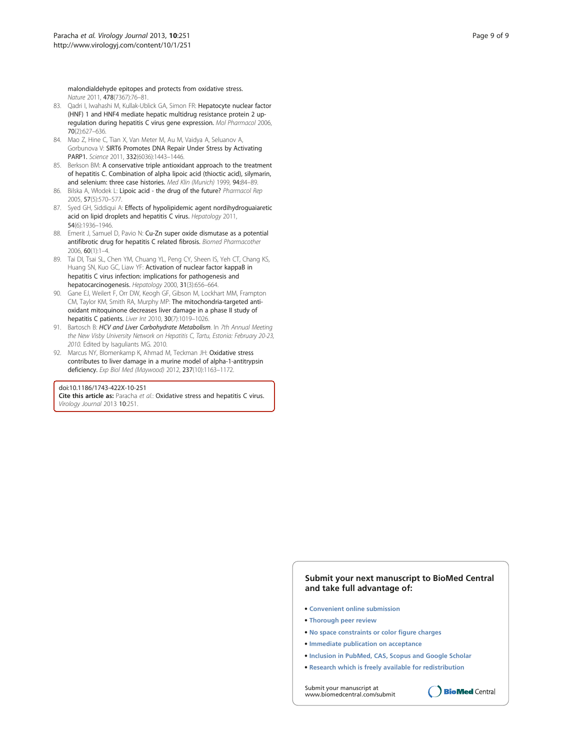malondialdehyde epitopes and protects from oxidative stress. *Nature* 2011, **478**(7367):76–81.

83. Qadri I, Iwahashi M, Kullak-Ublick GA, Simon FR: Hepatocyte nuclear factor (HNF) 1 and HNF4 mediate hepatic multidrug resistance protein 2 up-regulation during hepatitis C virus gene expression. *Mol Pharmacol* 2006, **70**(2):627–636.
84. Mao Z, Hine C, Tian X, Van Meter M, Au M, Vaidya A, Seluanov A, Gorbunova V: SIRT6 Promotes DNA Repair Under Stress by Activating PARP1. *Science* 2011, **332**(6036):1443–1446.
85. Berkson BM: A conservative triple antioxidant approach to the treatment of hepatitis C. Combination of alpha lipoic acid (thioctic acid), silymarin, and selenium: three case histories. *Med Klin (Munich)* 1999, **94**:84–89.
86. Bilska A, Włodek L: Lipoic acid - the drug of the future? *Pharmacol Rep* 2005, **57**(5):570–577.
87. Syed GH, Siddiqui A: Effects of hypolipidemic agent nordihydroguaiaretic acid on lipid droplets and hepatitis C virus. *Hepatology* 2011, **54**(6):1936–1946.
88. Emerit J, Samuel D, Pavio N: Cu-Zn super oxide dismutase as a potential antifibrotic drug for hepatitis C related fibrosis. *Biomed Pharmacother* 2006, **60**(1):1–4.
89. Tai DI, Tsai SL, Chen YM, Chuang YL, Peng CY, Sheen IS, Yeh CT, Chang KS, Huang SN, Kuo GC, Liaw YF: Activation of nuclear factor kappaB in hepatitis C virus infection: implications for pathogenesis and hepatocarcinogenesis. *Hepatology* 2000, **31**(3):656–664.
90. Gane EJ, Weilert F, Orr DW, Keogh GF, Gibson M, Lockhart MM, Frampton CM, Taylor KM, Smith RA, Murphy MP: The mitochondria-targeted anti-oxidant mitoquinone decreases liver damage in a phase II study of hepatitis C patients. *Liver Int* 2010, **30**(7):1019–1026.
91. Bartosch B: ***HCV and Liver Carbohydrate Metabolism***. In *7th Annual Meeting the New Visby University Network on Hepatitis C, Tartu, Estonia: February 20-23, 2010.* Edited by Isaguliants MG. 2010.
92. Marcus NY, Blomenkamp K, Ahmad M, Teckman JH: Oxidative stress contributes to liver damage in a murine model of alpha-1-antitrypsin deficiency. *Exp Biol Med (Maywood)* 2012, **237**(10):1163–1172.

doi:10.1186/1743-422X-10-251
**Cite this article as:** Paracha *et al.*: Oxidative stress and hepatitis C virus. *Virology Journal* 2013 **10**:251.

**Submit your next manuscript to BioMed Central and take full advantage of:**

- **Convenient online submission**
- **Thorough peer review**
- **No space constraints or color figure charges**
- **Immediate publication on acceptance**
- **Inclusion in PubMed, CAS, Scopus and Google Scholar**
- **Research which is freely available for redistribution**

Submit your manuscript at
www.biomedcentral.com/submit

BioMed Central